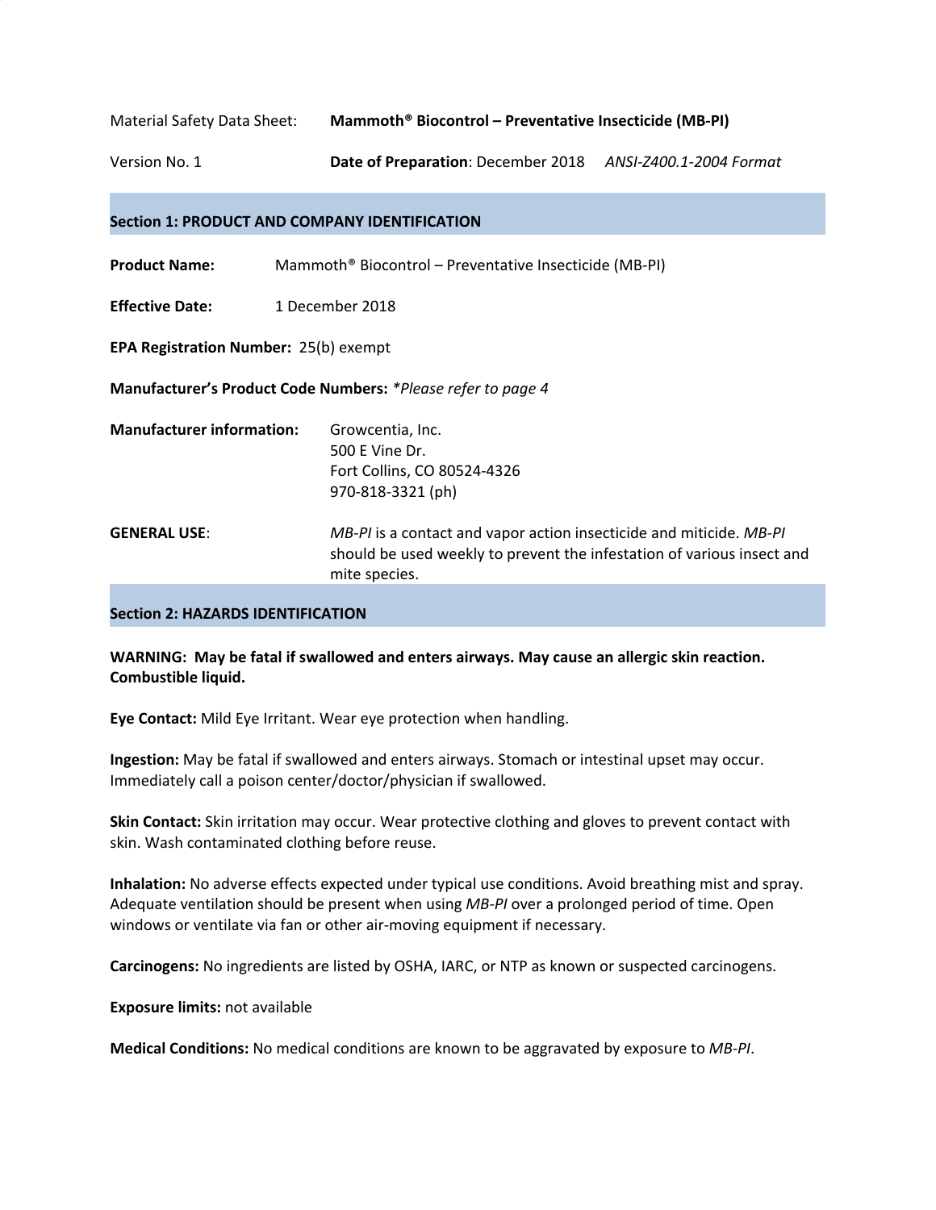Material Safety Data Sheet: **Mammoth® Biocontrol – Preventative Insecticide (MB-PI)**

Version No. 1 **Date of Preparation**: December 2018 *ANSI-Z400.1-2004 Format*

## Section 1: PRODUCT AND COMPANY IDENTIFICATION

**Product Name:** Mammoth® Biocontrol – Preventative Insecticide (MB-PI)

**Effective Date:** 1 December 2018

**EPA Registration Number:** 25(b) exempt

**Manufacturer's Product Code Numbers:** *\*Please refer to page 4*

**Manufacturer information:**
Growcentia, Inc.
500 E Vine Dr.
Fort Collins, CO 80524-4326
970-818-3321 (ph)

**GENERAL USE**: *MB-PI* is a contact and vapor action insecticide and miticide. *MB-PI* should be used weekly to prevent the infestation of various insect and mite species.

## Section 2: HAZARDS IDENTIFICATION

**WARNING: May be fatal if swallowed and enters airways. May cause an allergic skin reaction. Combustible liquid.**

**Eye Contact:** Mild Eye Irritant. Wear eye protection when handling.

**Ingestion:** May be fatal if swallowed and enters airways. Stomach or intestinal upset may occur. Immediately call a poison center/doctor/physician if swallowed.

**Skin Contact:** Skin irritation may occur. Wear protective clothing and gloves to prevent contact with skin. Wash contaminated clothing before reuse.

**Inhalation:** No adverse effects expected under typical use conditions. Avoid breathing mist and spray. Adequate ventilation should be present when using *MB-PI* over a prolonged period of time. Open windows or ventilate via fan or other air-moving equipment if necessary.

**Carcinogens:** No ingredients are listed by OSHA, IARC, or NTP as known or suspected carcinogens.

**Exposure limits:** not available

**Medical Conditions:** No medical conditions are known to be aggravated by exposure to *MB-PI*.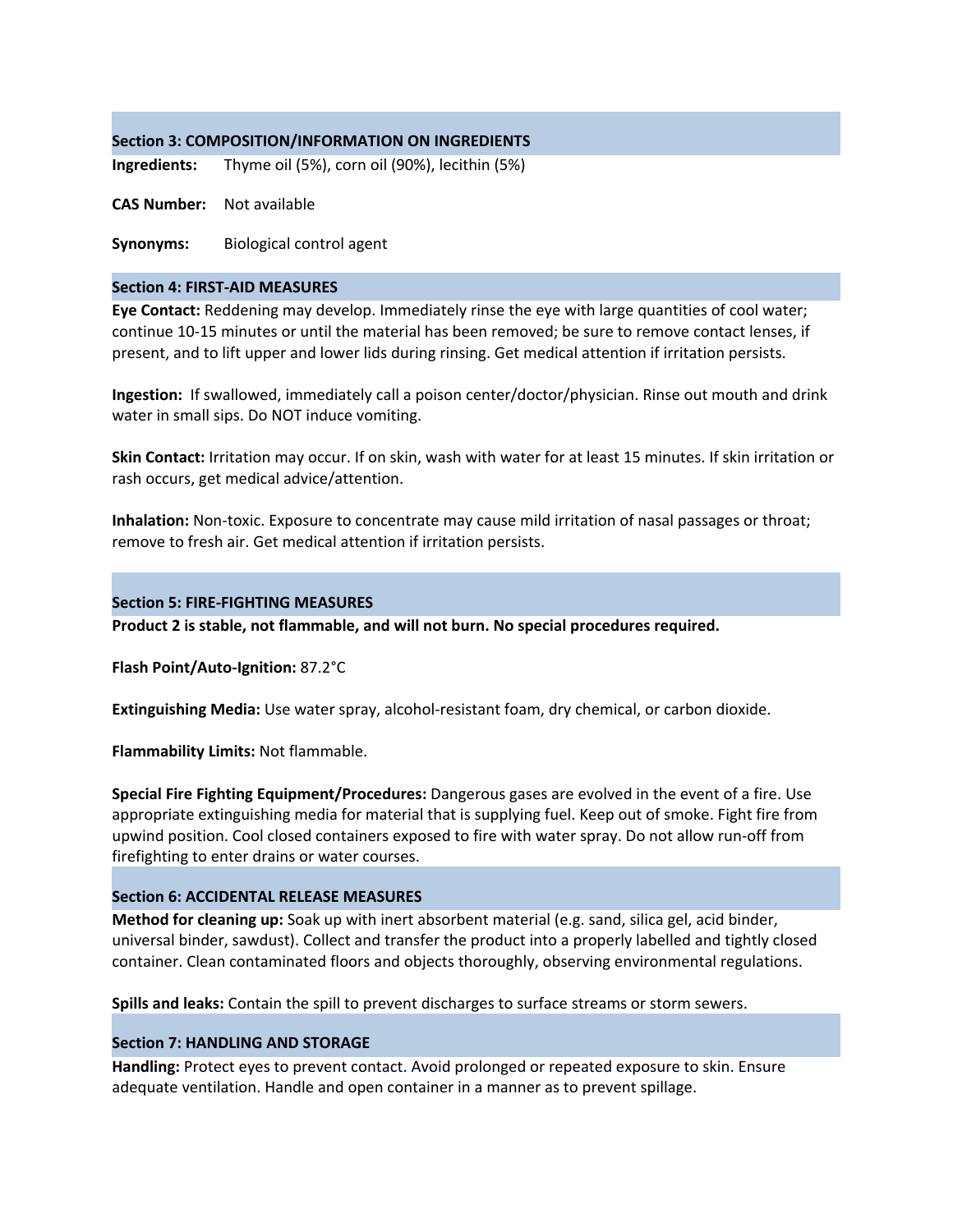## Section 3: COMPOSITION/INFORMATION ON INGREDIENTS

**Ingredients:** Thyme oil (5%), corn oil (90%), lecithin (5%)

**CAS Number:** Not available

**Synonyms:** Biological control agent

## Section 4: FIRST-AID MEASURES

**Eye Contact:** Reddening may develop. Immediately rinse the eye with large quantities of cool water; continue 10-15 minutes or until the material has been removed; be sure to remove contact lenses, if present, and to lift upper and lower lids during rinsing. Get medical attention if irritation persists.

**Ingestion:** If swallowed, immediately call a poison center/doctor/physician. Rinse out mouth and drink water in small sips. Do NOT induce vomiting.

**Skin Contact:** Irritation may occur. If on skin, wash with water for at least 15 minutes. If skin irritation or rash occurs, get medical advice/attention.

**Inhalation:** Non-toxic. Exposure to concentrate may cause mild irritation of nasal passages or throat; remove to fresh air. Get medical attention if irritation persists.

## Section 5: FIRE-FIGHTING MEASURES

**Product 2 is stable, not flammable, and will not burn. No special procedures required.**

**Flash Point/Auto-Ignition:** 87.2°C

**Extinguishing Media:** Use water spray, alcohol-resistant foam, dry chemical, or carbon dioxide.

**Flammability Limits:** Not flammable.

**Special Fire Fighting Equipment/Procedures:** Dangerous gases are evolved in the event of a fire. Use appropriate extinguishing media for material that is supplying fuel. Keep out of smoke. Fight fire from upwind position. Cool closed containers exposed to fire with water spray. Do not allow run-off from firefighting to enter drains or water courses.

## Section 6: ACCIDENTAL RELEASE MEASURES

**Method for cleaning up:** Soak up with inert absorbent material (e.g. sand, silica gel, acid binder, universal binder, sawdust). Collect and transfer the product into a properly labelled and tightly closed container. Clean contaminated floors and objects thoroughly, observing environmental regulations.

**Spills and leaks:** Contain the spill to prevent discharges to surface streams or storm sewers.

## Section 7: HANDLING AND STORAGE

**Handling:** Protect eyes to prevent contact. Avoid prolonged or repeated exposure to skin. Ensure adequate ventilation. Handle and open container in a manner as to prevent spillage.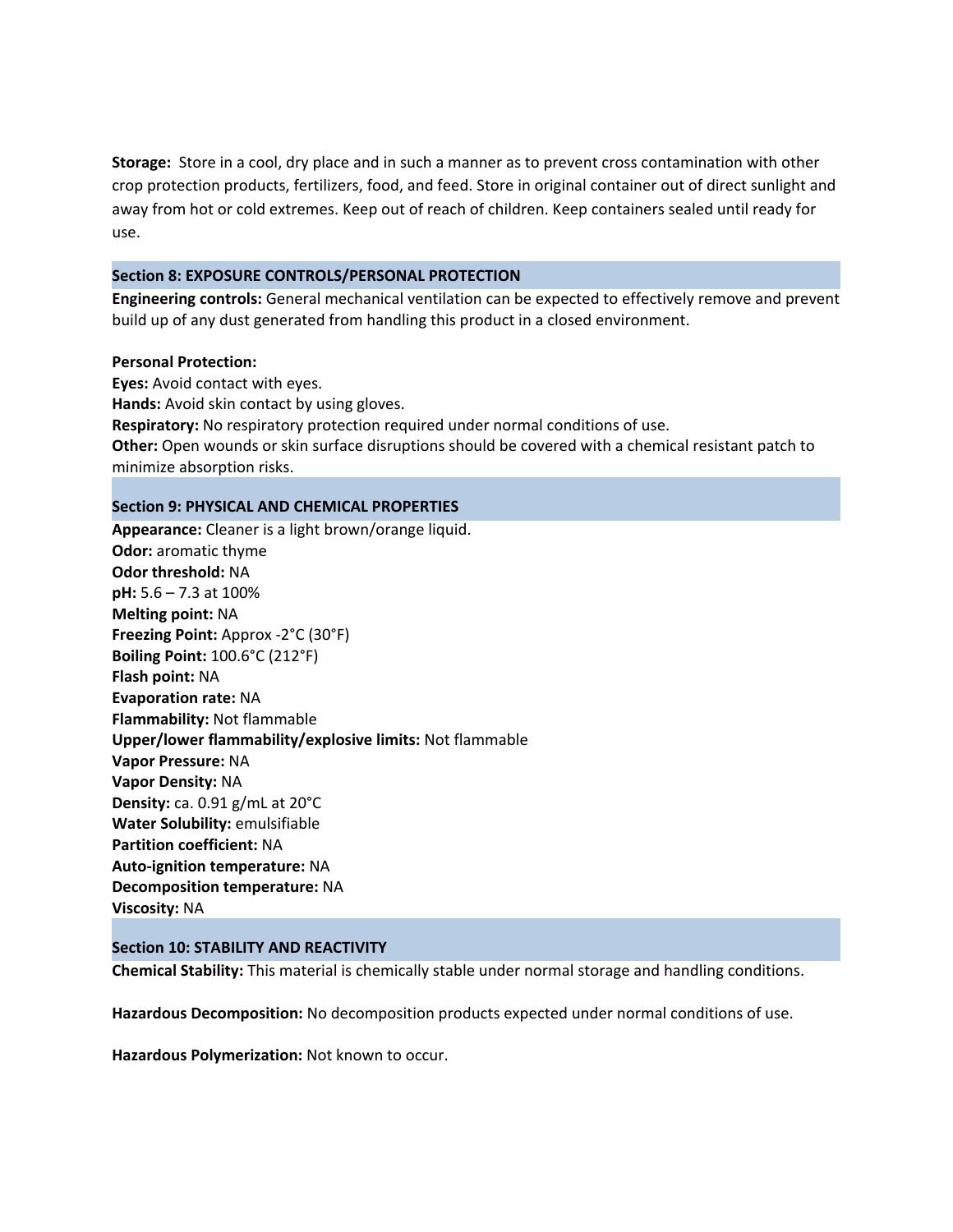**Storage:** Store in a cool, dry place and in such a manner as to prevent cross contamination with other crop protection products, fertilizers, food, and feed. Store in original container out of direct sunlight and away from hot or cold extremes. Keep out of reach of children. Keep containers sealed until ready for use.

## Section 8: EXPOSURE CONTROLS/PERSONAL PROTECTION

**Engineering controls:** General mechanical ventilation can be expected to effectively remove and prevent build up of any dust generated from handling this product in a closed environment.

**Personal Protection:**
**Eyes:** Avoid contact with eyes.
**Hands:** Avoid skin contact by using gloves.
**Respiratory:** No respiratory protection required under normal conditions of use.
**Other:** Open wounds or skin surface disruptions should be covered with a chemical resistant patch to minimize absorption risks.

## Section 9: PHYSICAL AND CHEMICAL PROPERTIES

**Appearance:** Cleaner is a light brown/orange liquid.
**Odor:** aromatic thyme
**Odor threshold:** NA
**pH:** 5.6 – 7.3 at 100%
**Melting point:** NA
**Freezing Point:** Approx -2°C (30°F)
**Boiling Point:** 100.6°C (212°F)
**Flash point:** NA
**Evaporation rate:** NA
**Flammability:** Not flammable
**Upper/lower flammability/explosive limits:** Not flammable
**Vapor Pressure:** NA
**Vapor Density:** NA
**Density:** ca. 0.91 g/mL at 20°C
**Water Solubility:** emulsifiable
**Partition coefficient:** NA
**Auto-ignition temperature:** NA
**Decomposition temperature:** NA
**Viscosity:** NA

## Section 10: STABILITY AND REACTIVITY

**Chemical Stability:** This material is chemically stable under normal storage and handling conditions.

**Hazardous Decomposition:** No decomposition products expected under normal conditions of use.

**Hazardous Polymerization:** Not known to occur.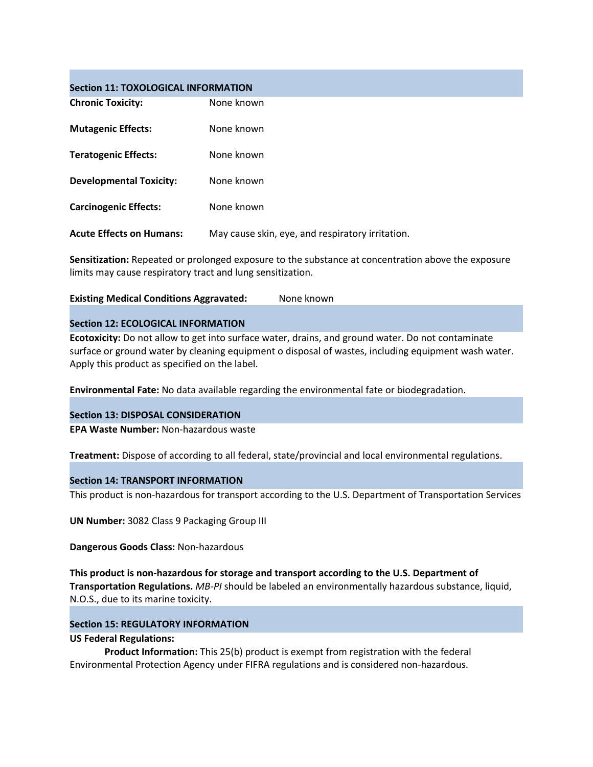## Section 11: TOXOLOGICAL INFORMATION

**Chronic Toxicity:** None known

**Mutagenic Effects:** None known

**Teratogenic Effects:** None known

**Developmental Toxicity:** None known

**Carcinogenic Effects:** None known

**Acute Effects on Humans:** May cause skin, eye, and respiratory irritation.

**Sensitization:** Repeated or prolonged exposure to the substance at concentration above the exposure limits may cause respiratory tract and lung sensitization.

**Existing Medical Conditions Aggravated:** None known

## Section 12: ECOLOGICAL INFORMATION

**Ecotoxicity:** Do not allow to get into surface water, drains, and ground water. Do not contaminate surface or ground water by cleaning equipment o disposal of wastes, including equipment wash water. Apply this product as specified on the label.

**Environmental Fate:** No data available regarding the environmental fate or biodegradation.

## Section 13: DISPOSAL CONSIDERATION

**EPA Waste Number:** Non-hazardous waste

**Treatment:** Dispose of according to all federal, state/provincial and local environmental regulations.

## Section 14: TRANSPORT INFORMATION

This product is non-hazardous for transport according to the U.S. Department of Transportation Services

**UN Number:** 3082 Class 9 Packaging Group III

**Dangerous Goods Class:** Non-hazardous

**This product is non-hazardous for storage and transport according to the U.S. Department of Transportation Regulations.** *MB-PI* should be labeled an environmentally hazardous substance, liquid, N.O.S., due to its marine toxicity.

## Section 15: REGULATORY INFORMATION

**US Federal Regulations:**

**Product Information:** This 25(b) product is exempt from registration with the federal Environmental Protection Agency under FIFRA regulations and is considered non-hazardous.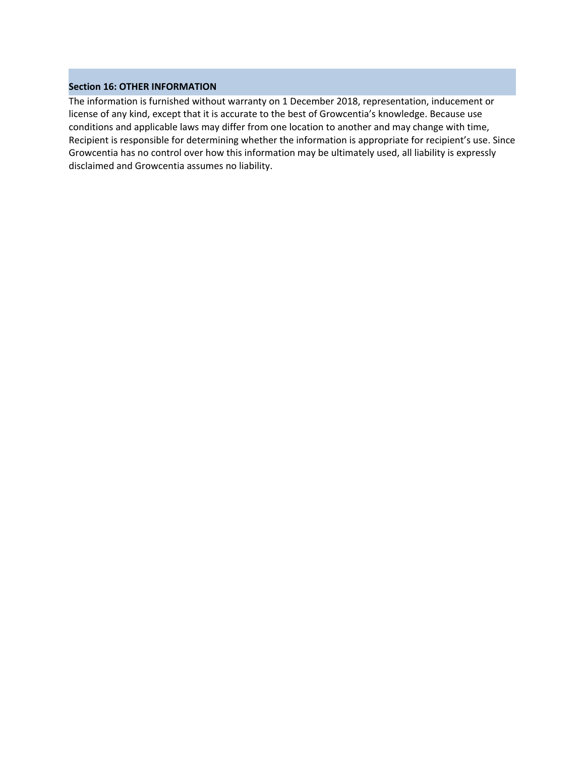## Section 16: OTHER INFORMATION

The information is furnished without warranty on 1 December 2018, representation, inducement or license of any kind, except that it is accurate to the best of Growcentia's knowledge. Because use conditions and applicable laws may differ from one location to another and may change with time, Recipient is responsible for determining whether the information is appropriate for recipient's use. Since Growcentia has no control over how this information may be ultimately used, all liability is expressly disclaimed and Growcentia assumes no liability.